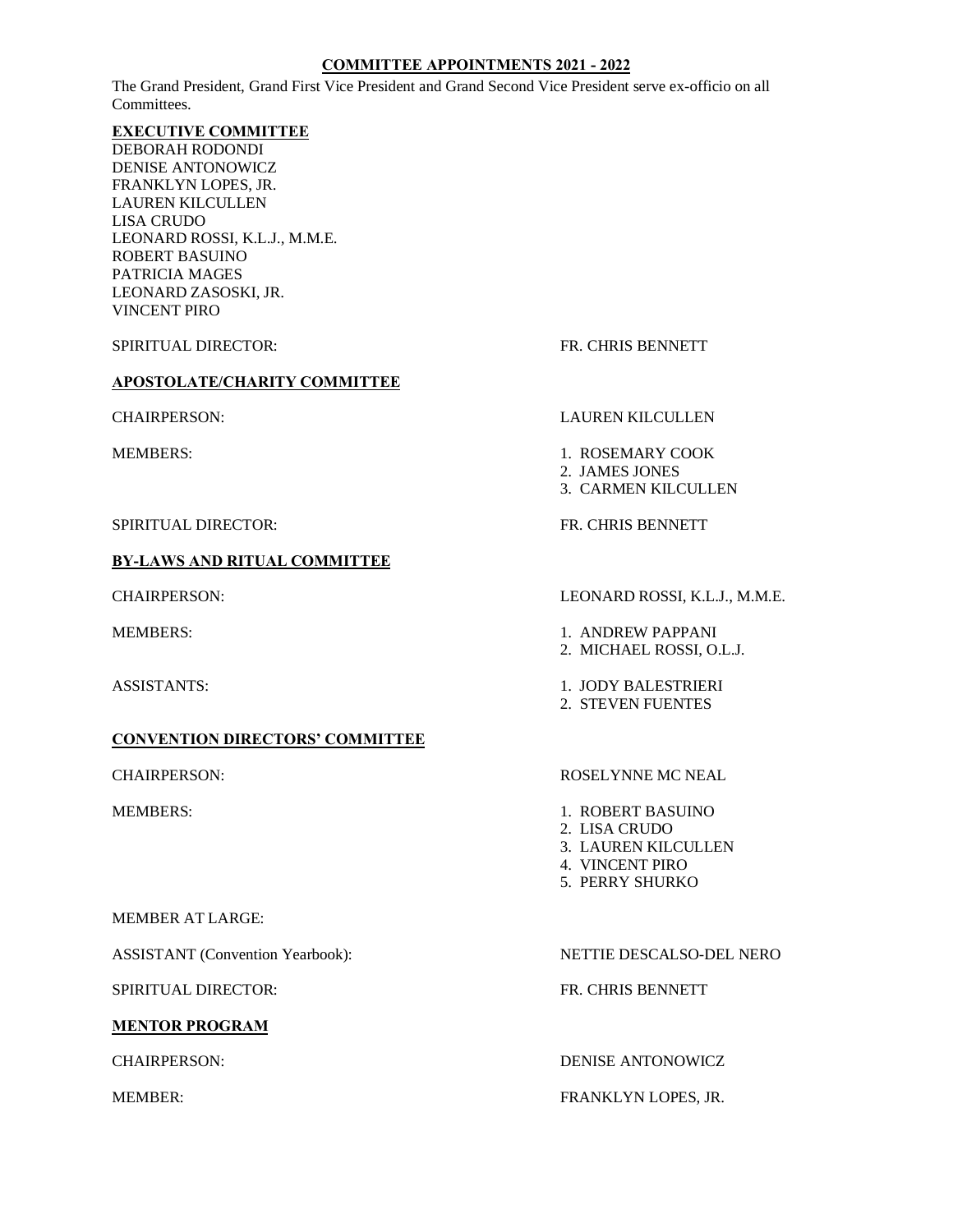# COMMITTEE APPOINTMENTS 2021 - 2022

The Grand President, Grand First Vice President and Grand Second Vice President serve ex-officio on all Committees.

## EXECUTIVE COMMITTEE

DEBORAH RODONDI
DENISE ANTONOWICZ
FRANKLYN LOPES, JR.
LAUREN KILCULLEN
LISA CRUDO
LEONARD ROSSI, K.L.J., M.M.E.
ROBERT BASUINO
PATRICIA MAGES
LEONARD ZASOSKI, JR.
VINCENT PIRO

SPIRITUAL DIRECTOR: FR. CHRIS BENNETT

## APOSTOLATE/CHARITY COMMITTEE

CHAIRPERSON: LAUREN KILCULLEN

MEMBERS:

1. ROSEMARY COOK
2. JAMES JONES
3. CARMEN KILCULLEN

SPIRITUAL DIRECTOR: FR. CHRIS BENNETT

## BY-LAWS AND RITUAL COMMITTEE

CHAIRPERSON: LEONARD ROSSI, K.L.J., M.M.E.

MEMBERS:

1. ANDREW PAPPANI
2. MICHAEL ROSSI, O.L.J.

ASSISTANTS:

1. JODY BALESTRIERI
2. STEVEN FUENTES

## CONVENTION DIRECTORS' COMMITTEE

CHAIRPERSON: ROSELYNNE MC NEAL

MEMBERS:

1. ROBERT BASUINO
2. LISA CRUDO
3. LAUREN KILCULLEN
4. VINCENT PIRO
5. PERRY SHURKO

MEMBER AT LARGE:

ASSISTANT (Convention Yearbook): NETTIE DESCALSO-DEL NERO

SPIRITUAL DIRECTOR: FR. CHRIS BENNETT

## MENTOR PROGRAM

CHAIRPERSON: DENISE ANTONOWICZ

MEMBER: FRANKLYN LOPES, JR.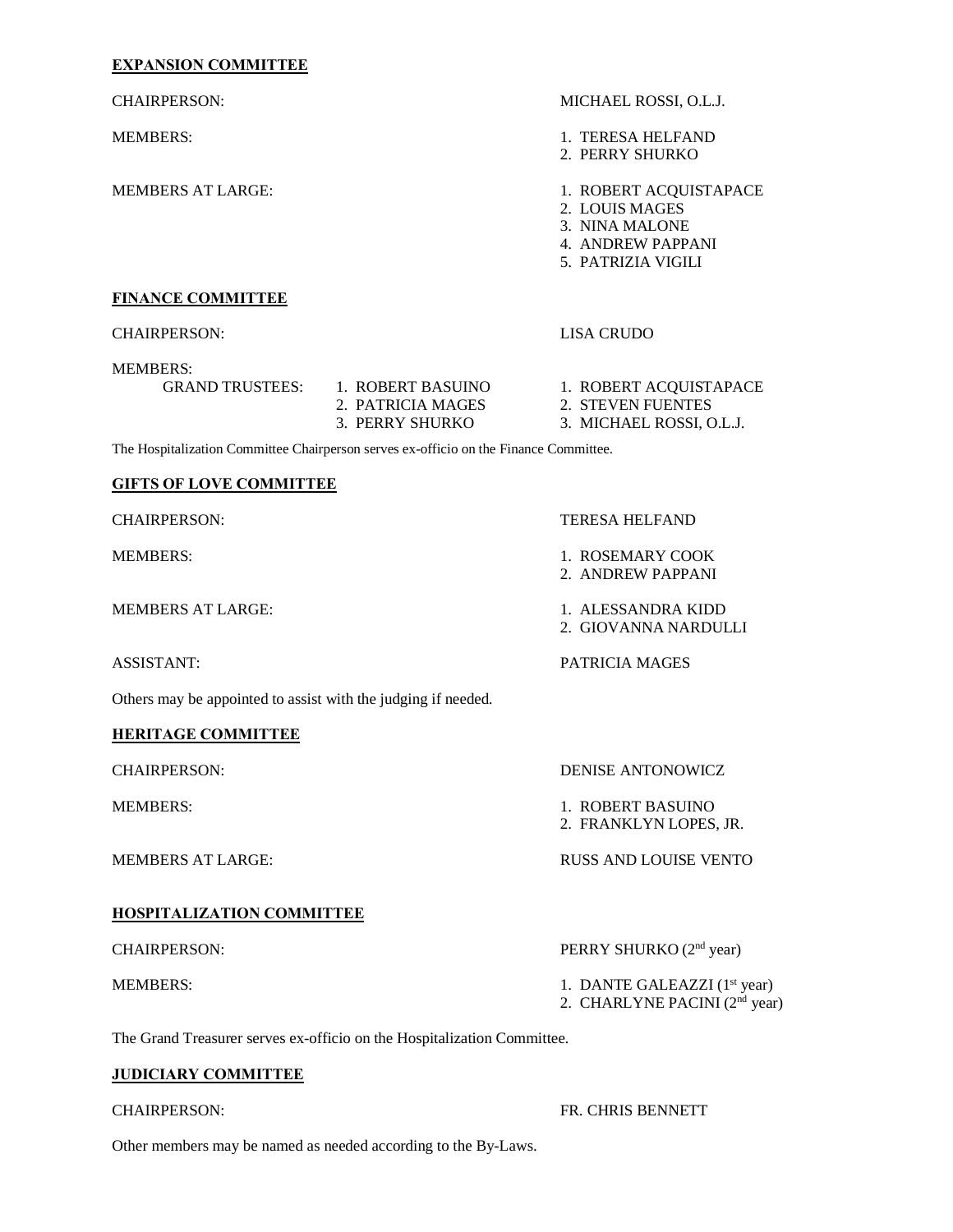## EXPANSION COMMITTEE

CHAIRPERSON: MICHAEL ROSSI, O.L.J.

MEMBERS:
1. TERESA HELFAND
2. PERRY SHURKO

MEMBERS AT LARGE:
1. ROBERT ACQUISTAPACE
2. LOUIS MAGES
3. NINA MALONE
4. ANDREW PAPPANI
5. PATRIZIA VIGILI

## FINANCE COMMITTEE

CHAIRPERSON: LISA CRUDO

MEMBERS:

GRAND TRUSTEES:
1. ROBERT BASUINO
2. PATRICIA MAGES
3. PERRY SHURKO

1. ROBERT ACQUISTAPACE
2. STEVEN FUENTES
3. MICHAEL ROSSI, O.L.J.

The Hospitalization Committee Chairperson serves ex-officio on the Finance Committee.

## GIFTS OF LOVE COMMITTEE

CHAIRPERSON: TERESA HELFAND

MEMBERS:
1. ROSEMARY COOK
2. ANDREW PAPPANI

MEMBERS AT LARGE:
1. ALESSANDRA KIDD
2. GIOVANNA NARDULLI

ASSISTANT: PATRICIA MAGES

Others may be appointed to assist with the judging if needed.

## HERITAGE COMMITTEE

CHAIRPERSON: DENISE ANTONOWICZ

MEMBERS:
1. ROBERT BASUINO
2. FRANKLYN LOPES, JR.

MEMBERS AT LARGE: RUSS AND LOUISE VENTO

## HOSPITALIZATION COMMITTEE

CHAIRPERSON: PERRY SHURKO (2nd year)

MEMBERS:
1. DANTE GALEAZZI (1st year)
2. CHARLYNE PACINI (2nd year)

The Grand Treasurer serves ex-officio on the Hospitalization Committee.

## JUDICIARY COMMITTEE

CHAIRPERSON: FR. CHRIS BENNETT

Other members may be named as needed according to the By-Laws.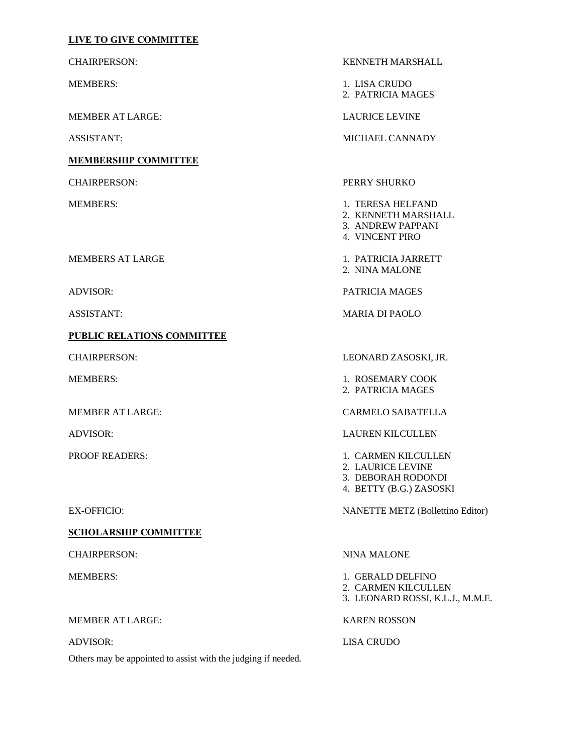**LIVE TO GIVE COMMITTEE**

CHAIRPERSON: KENNETH MARSHALL

MEMBERS:
1. LISA CRUDO
2. PATRICIA MAGES

MEMBER AT LARGE: LAURICE LEVINE

ASSISTANT: MICHAEL CANNADY

**MEMBERSHIP COMMITTEE**

CHAIRPERSON: PERRY SHURKO

MEMBERS:
1. TERESA HELFAND
2. KENNETH MARSHALL
3. ANDREW PAPPANI
4. VINCENT PIRO

MEMBERS AT LARGE
1. PATRICIA JARRETT
2. NINA MALONE

ADVISOR: PATRICIA MAGES

ASSISTANT: MARIA DI PAOLO

**PUBLIC RELATIONS COMMITTEE**

CHAIRPERSON: LEONARD ZASOSKI, JR.

MEMBERS:
1. ROSEMARY COOK
2. PATRICIA MAGES

MEMBER AT LARGE: CARMELO SABATELLA

ADVISOR: LAUREN KILCULLEN

PROOF READERS:
1. CARMEN KILCULLEN
2. LAURICE LEVINE
3. DEBORAH RODONDI
4. BETTY (B.G.) ZASOSKI

EX-OFFICIO: NANETTE METZ (Bollettino Editor)

**SCHOLARSHIP COMMITTEE**

CHAIRPERSON: NINA MALONE

MEMBERS:
1. GERALD DELFINO
2. CARMEN KILCULLEN
3. LEONARD ROSSI, K.L.J., M.M.E.

MEMBER AT LARGE: KAREN ROSSON

ADVISOR: LISA CRUDO

Others may be appointed to assist with the judging if needed.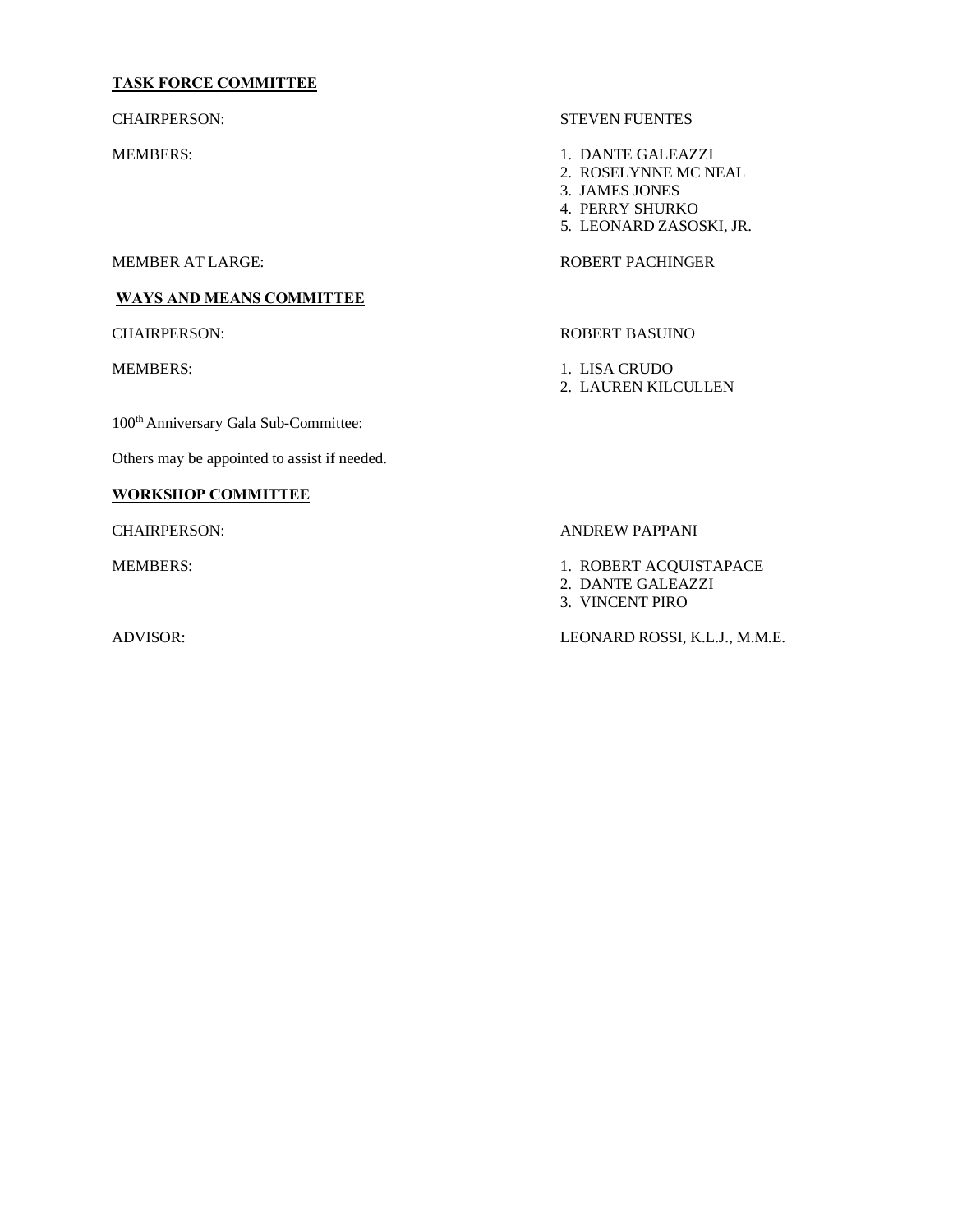**TASK FORCE COMMITTEE**

CHAIRPERSON: STEVEN FUENTES

MEMBERS:

1. DANTE GALEAZZI
2. ROSELYNNE MC NEAL
3. JAMES JONES
4. PERRY SHURKO
5. LEONARD ZASOSKI, JR.

MEMBER AT LARGE: ROBERT PACHINGER

**WAYS AND MEANS COMMITTEE**

CHAIRPERSON: ROBERT BASUINO

MEMBERS:

1. LISA CRUDO
2. LAUREN KILCULLEN

100th Anniversary Gala Sub-Committee:

Others may be appointed to assist if needed.

**WORKSHOP COMMITTEE**

CHAIRPERSON: ANDREW PAPPANI

MEMBERS:

1. ROBERT ACQUISTAPACE
2. DANTE GALEAZZI
3. VINCENT PIRO

ADVISOR: LEONARD ROSSI, K.L.J., M.M.E.